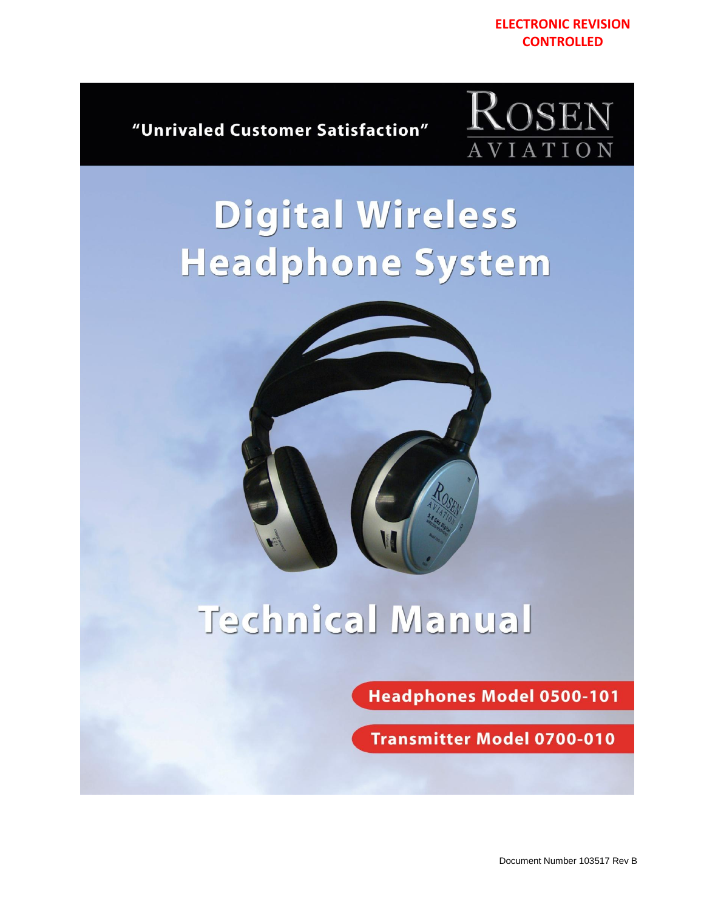ELECTRONIC REVISION CONTROLLED

"Unrivaled Customer Satisfaction"

ROSEN AVIATION

# Digital Wireless Headphone System

# Technical Manual

**Headphones Model 0500-101**

**Transmitter Model 0700-010**

Document Number 103517 Rev B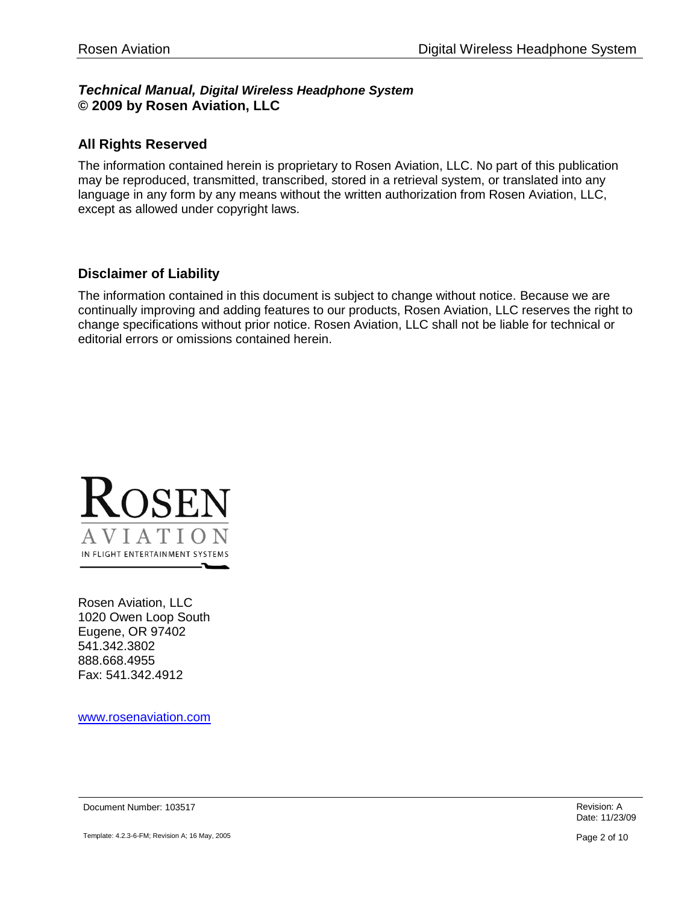***Technical Manual, Digital Wireless Headphone System***
**© 2009 by Rosen Aviation, LLC**

## All Rights Reserved

The information contained herein is proprietary to Rosen Aviation, LLC. No part of this publication may be reproduced, transmitted, transcribed, stored in a retrieval system, or translated into any language in any form by any means without the written authorization from Rosen Aviation, LLC, except as allowed under copyright laws.

## Disclaimer of Liability

The information contained in this document is subject to change without notice. Because we are continually improving and adding features to our products, Rosen Aviation, LLC reserves the right to change specifications without prior notice. Rosen Aviation, LLC shall not be liable for technical or editorial errors or omissions contained herein.

ROSEN
AVIATION
IN FLIGHT ENTERTAINMENT SYSTEMS

Rosen Aviation, LLC
1020 Owen Loop South
Eugene, OR 97402
541.342.3802
888.668.4955
Fax: 541.342.4912

www.rosenaviation.com

Document Number: 103517

Revision: A
Date: 11/23/09

Template: 4.2.3-6-FM; Revision A; 16 May, 2005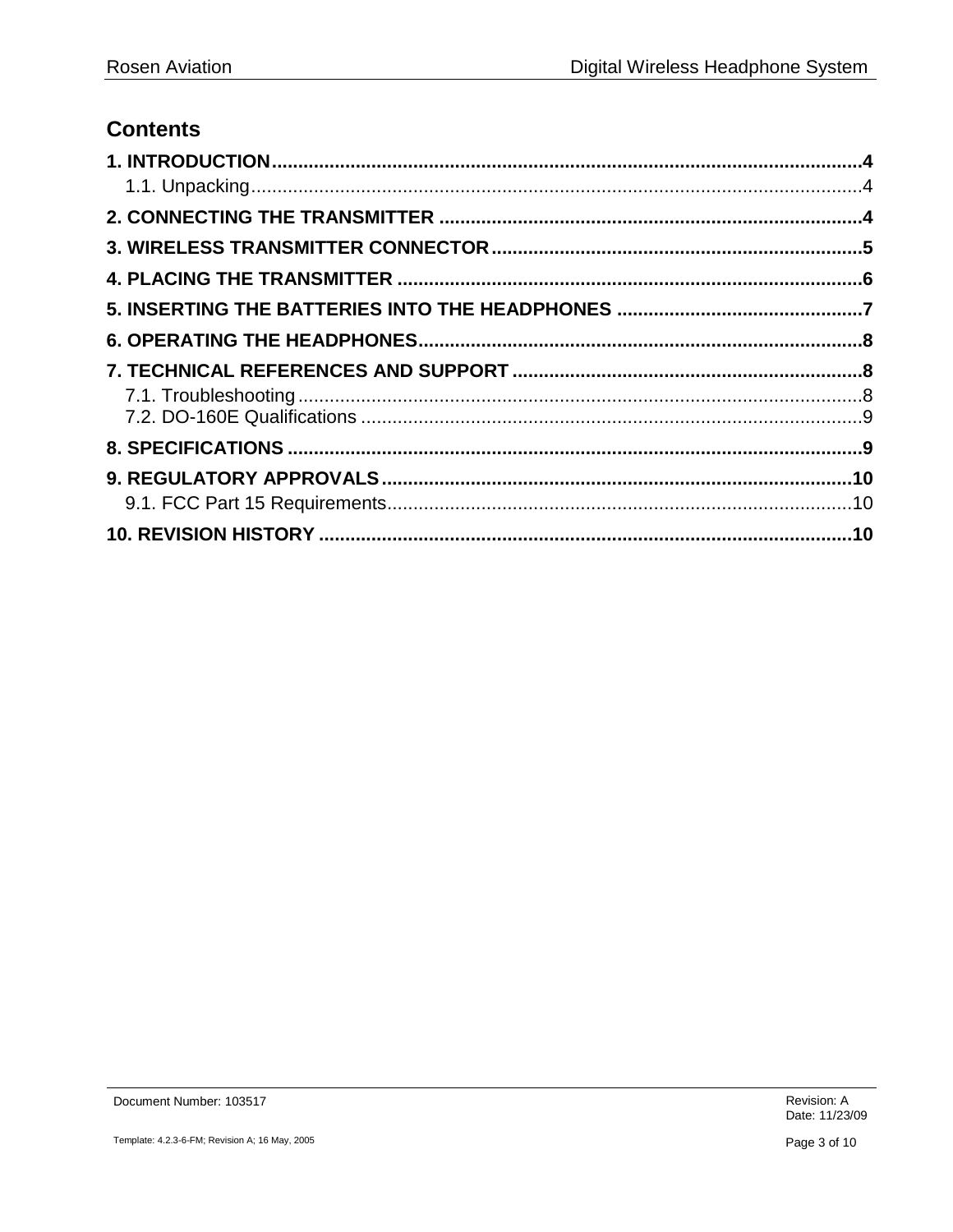# Contents

**1. INTRODUCTION** ........................................................................ **4**
- 1.1. Unpacking ........................................................................ 4

**2. CONNECTING THE TRANSMITTER** ........................................................................ **4**

**3. WIRELESS TRANSMITTER CONNECTOR** ........................................................................ **5**

**4. PLACING THE TRANSMITTER** ........................................................................ **6**

**5. INSERTING THE BATTERIES INTO THE HEADPHONES** ........................................................................ **7**

**6. OPERATING THE HEADPHONES** ........................................................................ **8**

**7. TECHNICAL REFERENCES AND SUPPORT** ........................................................................ **8**
- 7.1. Troubleshooting ........................................................................ 8
- 7.2. DO-160E Qualifications ........................................................................ 9

**8. SPECIFICATIONS** ........................................................................ **9**

**9. REGULATORY APPROVALS** ........................................................................ **10**
- 9.1. FCC Part 15 Requirements ........................................................................ 10

**10. REVISION HISTORY** ........................................................................ **10**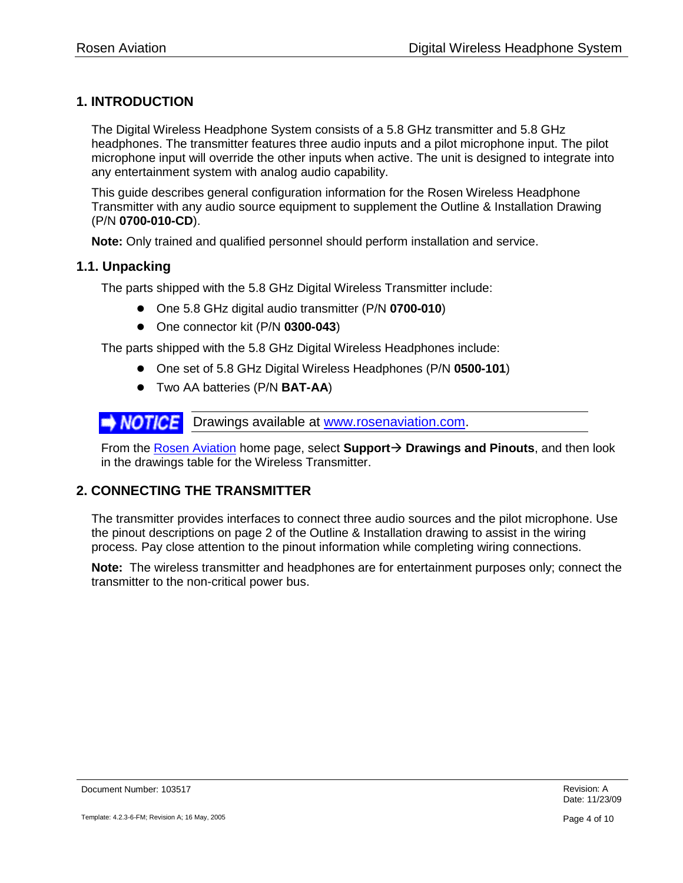# 1. INTRODUCTION

The Digital Wireless Headphone System consists of a 5.8 GHz transmitter and 5.8 GHz headphones. The transmitter features three audio inputs and a pilot microphone input. The pilot microphone input will override the other inputs when active. The unit is designed to integrate into any entertainment system with analog audio capability.

This guide describes general configuration information for the Rosen Wireless Headphone Transmitter with any audio source equipment to supplement the Outline & Installation Drawing (P/N **0700-010-CD**).

**Note:** Only trained and qualified personnel should perform installation and service.

## 1.1. Unpacking

The parts shipped with the 5.8 GHz Digital Wireless Transmitter include:

- One 5.8 GHz digital audio transmitter (P/N **0700-010**)
- One connector kit (P/N **0300-043**)

The parts shipped with the 5.8 GHz Digital Wireless Headphones include:

- One set of 5.8 GHz Digital Wireless Headphones (P/N **0500-101**)
- Two AA batteries (P/N **BAT-AA**)

**NOTICE** Drawings available at www.rosenaviation.com.

From the Rosen Aviation home page, select **Support→ Drawings and Pinouts**, and then look in the drawings table for the Wireless Transmitter.

# 2. CONNECTING THE TRANSMITTER

The transmitter provides interfaces to connect three audio sources and the pilot microphone. Use the pinout descriptions on page 2 of the Outline & Installation drawing to assist in the wiring process. Pay close attention to the pinout information while completing wiring connections.

**Note:** The wireless transmitter and headphones are for entertainment purposes only; connect the transmitter to the non-critical power bus.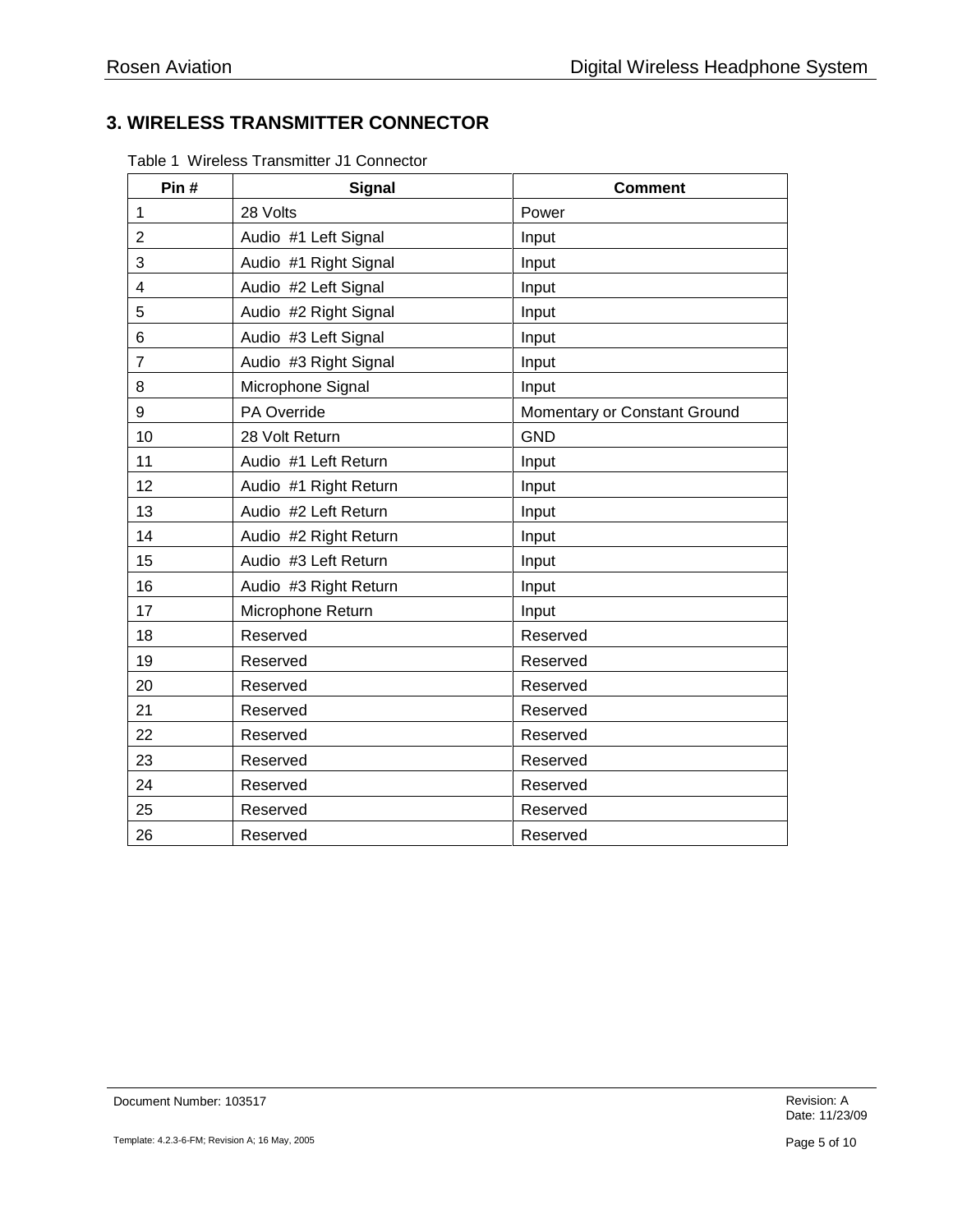## 3. WIRELESS TRANSMITTER CONNECTOR

Table 1  Wireless Transmitter J1 Connector

| Pin # | Signal | Comment |
|---|---|---|
| 1 | 28 Volts | Power |
| 2 | Audio  #1 Left Signal | Input |
| 3 | Audio  #1 Right Signal | Input |
| 4 | Audio  #2 Left Signal | Input |
| 5 | Audio  #2 Right Signal | Input |
| 6 | Audio  #3 Left Signal | Input |
| 7 | Audio  #3 Right Signal | Input |
| 8 | Microphone Signal | Input |
| 9 | PA Override | Momentary or Constant Ground |
| 10 | 28 Volt Return | GND |
| 11 | Audio  #1 Left Return | Input |
| 12 | Audio  #1 Right Return | Input |
| 13 | Audio  #2 Left Return | Input |
| 14 | Audio  #2 Right Return | Input |
| 15 | Audio  #3 Left Return | Input |
| 16 | Audio  #3 Right Return | Input |
| 17 | Microphone Return | Input |
| 18 | Reserved | Reserved |
| 19 | Reserved | Reserved |
| 20 | Reserved | Reserved |
| 21 | Reserved | Reserved |
| 22 | Reserved | Reserved |
| 23 | Reserved | Reserved |
| 24 | Reserved | Reserved |
| 25 | Reserved | Reserved |
| 26 | Reserved | Reserved |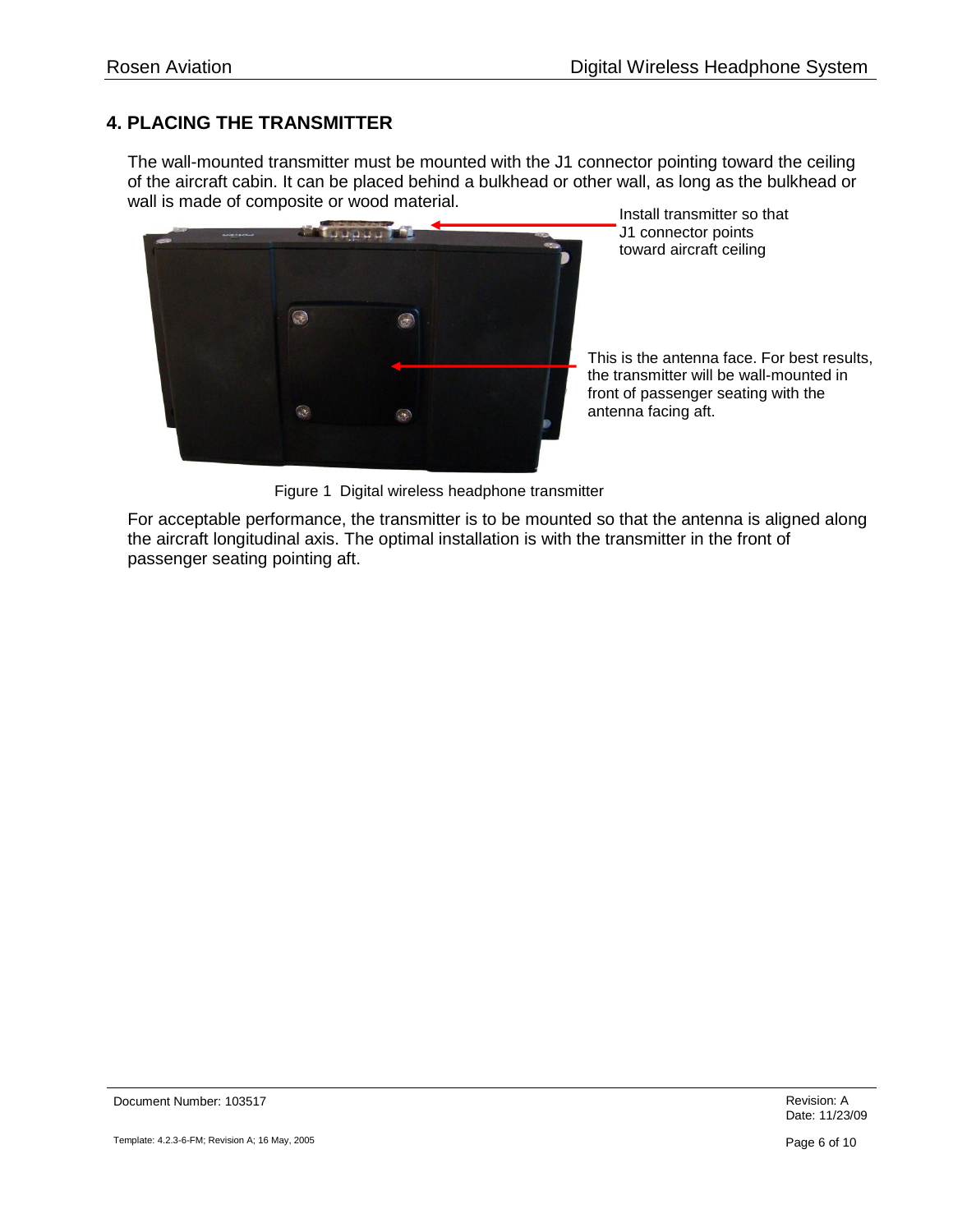## 4. PLACING THE TRANSMITTER

The wall-mounted transmitter must be mounted with the J1 connector pointing toward the ceiling of the aircraft cabin. It can be placed behind a bulkhead or other wall, as long as the bulkhead or wall is made of composite or wood material.

Install transmitter so that J1 connector points toward aircraft ceiling

This is the antenna face. For best results, the transmitter will be wall-mounted in front of passenger seating with the antenna facing aft.

Figure 1 Digital wireless headphone transmitter

For acceptable performance, the transmitter is to be mounted so that the antenna is aligned along the aircraft longitudinal axis. The optimal installation is with the transmitter in the front of passenger seating pointing aft.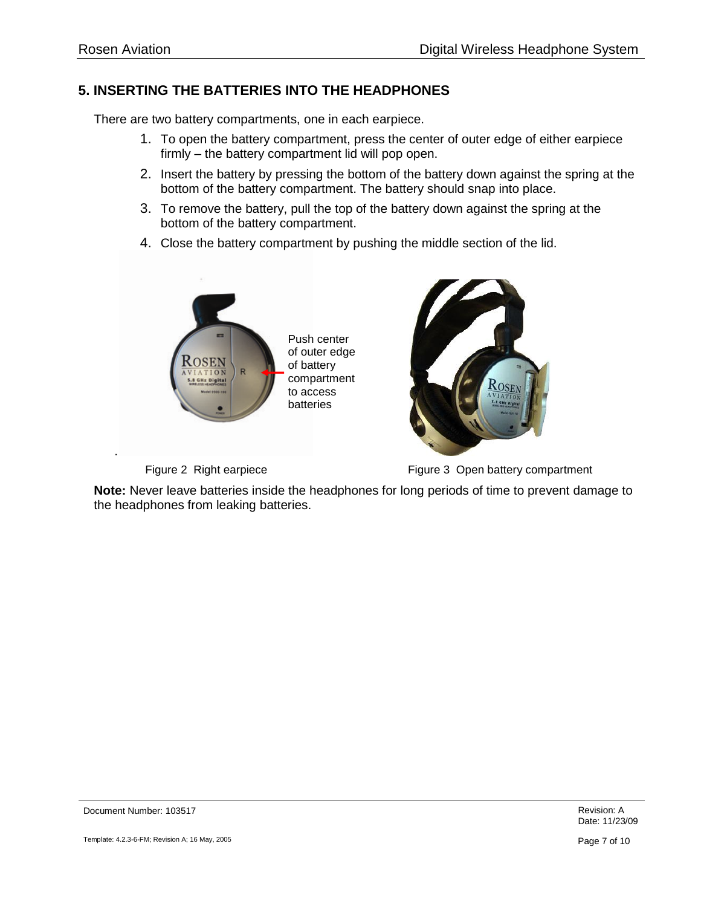## 5. INSERTING THE BATTERIES INTO THE HEADPHONES

There are two battery compartments, one in each earpiece.

1. To open the battery compartment, press the center of outer edge of either earpiece firmly – the battery compartment lid will pop open.
2. Insert the battery by pressing the bottom of the battery down against the spring at the bottom of the battery compartment. The battery should snap into place.
3. To remove the battery, pull the top of the battery down against the spring at the bottom of the battery compartment.
4. Close the battery compartment by pushing the middle section of the lid.

Push center of outer edge of battery compartment to access batteries

Figure 2 Right earpiece

Figure 3 Open battery compartment

**Note:** Never leave batteries inside the headphones for long periods of time to prevent damage to the headphones from leaking batteries.

Document Number: 103517

Revision: A
Date: 11/23/09

Template: 4.2.3-6-FM; Revision A; 16 May, 2005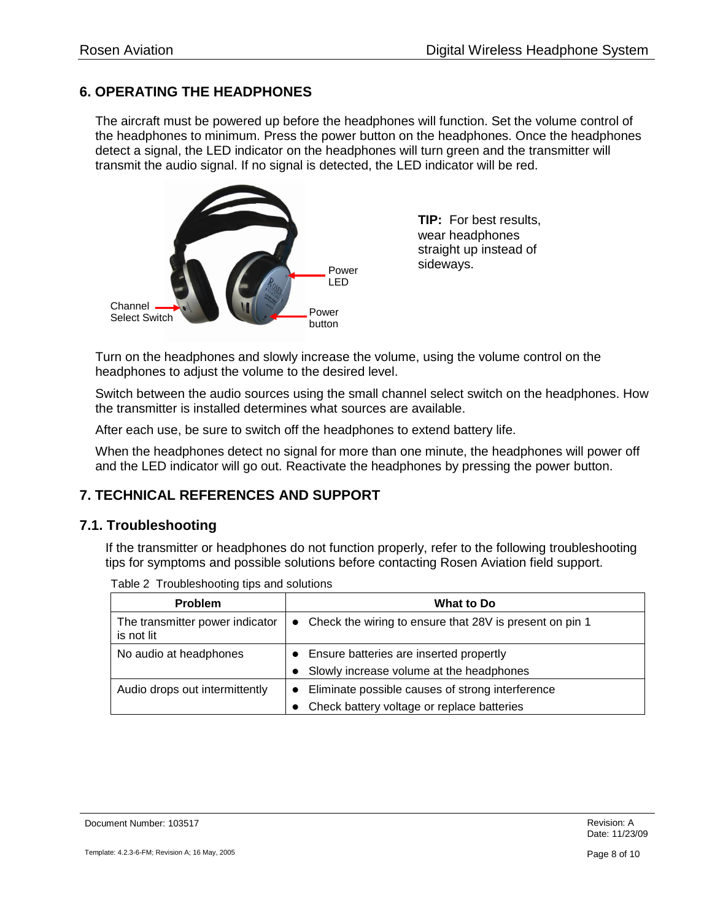## 6. OPERATING THE HEADPHONES

The aircraft must be powered up before the headphones will function. Set the volume control of the headphones to minimum. Press the power button on the headphones. Once the headphones detect a signal, the LED indicator on the headphones will turn green and the transmitter will transmit the audio signal. If no signal is detected, the LED indicator will be red.

Channel Select Switch

Power LED

Power button

**TIP:** For best results, wear headphones straight up instead of sideways.

Turn on the headphones and slowly increase the volume, using the volume control on the headphones to adjust the volume to the desired level.

Switch between the audio sources using the small channel select switch on the headphones. How the transmitter is installed determines what sources are available.

After each use, be sure to switch off the headphones to extend battery life.

When the headphones detect no signal for more than one minute, the headphones will power off and the LED indicator will go out. Reactivate the headphones by pressing the power button.

## 7. TECHNICAL REFERENCES AND SUPPORT

### 7.1. Troubleshooting

If the transmitter or headphones do not function properly, refer to the following troubleshooting tips for symptoms and possible solutions before contacting Rosen Aviation field support.

Table 2 Troubleshooting tips and solutions

| Problem | What to Do |
|---|---|
| The transmitter power indicator is not lit | • Check the wiring to ensure that 28V is present on pin 1 |
| No audio at headphones | • Ensure batteries are inserted propertly<br>• Slowly increase volume at the headphones |
| Audio drops out intermittently | • Eliminate possible causes of strong interference<br>• Check battery voltage or replace batteries |

Document Number: 103517

Revision: A
Date: 11/23/09

Template: 4.2.3-6-FM; Revision A; 16 May, 2005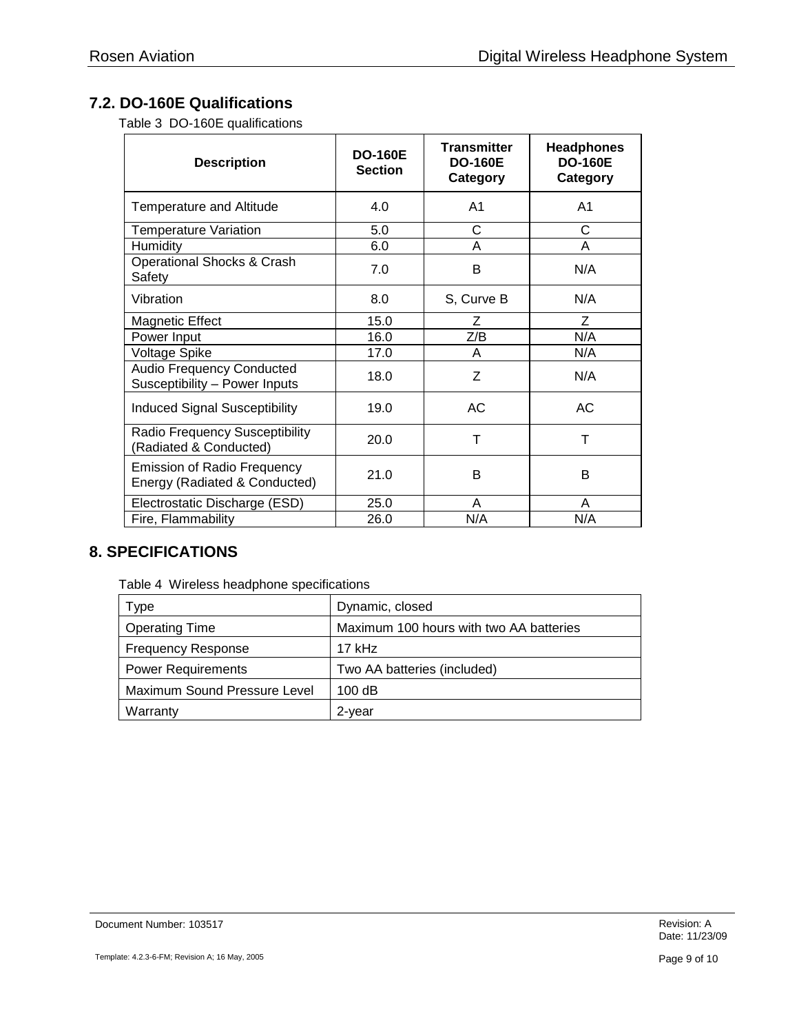## 7.2. DO-160E Qualifications

Table 3 DO-160E qualifications

| Description | DO-160E Section | Transmitter DO-160E Category | Headphones DO-160E Category |
|---|---|---|---|
| Temperature and Altitude | 4.0 | A1 | A1 |
| Temperature Variation | 5.0 | C | C |
| Humidity | 6.0 | A | A |
| Operational Shocks & Crash Safety | 7.0 | B | N/A |
| Vibration | 8.0 | S, Curve B | N/A |
| Magnetic Effect | 15.0 | Z | Z |
| Power Input | 16.0 | Z/B | N/A |
| Voltage Spike | 17.0 | A | N/A |
| Audio Frequency Conducted Susceptibility – Power Inputs | 18.0 | Z | N/A |
| Induced Signal Susceptibility | 19.0 | AC | AC |
| Radio Frequency Susceptibility (Radiated & Conducted) | 20.0 | T | T |
| Emission of Radio Frequency Energy (Radiated & Conducted) | 21.0 | B | B |
| Electrostatic Discharge (ESD) | 25.0 | A | A |
| Fire, Flammability | 26.0 | N/A | N/A |

## 8. SPECIFICATIONS

Table 4 Wireless headphone specifications

| | |
|---|---|
| Type | Dynamic, closed |
| Operating Time | Maximum 100 hours with two AA batteries |
| Frequency Response | 17 kHz |
| Power Requirements | Two AA batteries (included) |
| Maximum Sound Pressure Level | 100 dB |
| Warranty | 2-year |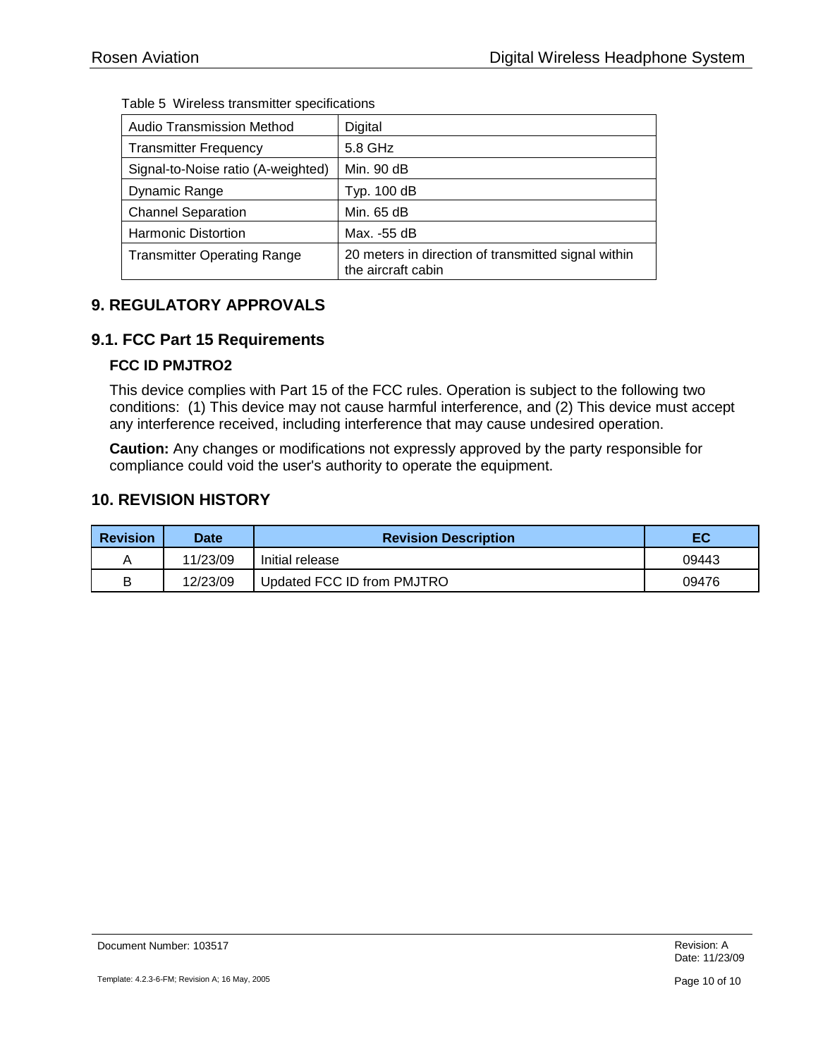Table 5 Wireless transmitter specifications

| | |
|---|---|
| Audio Transmission Method | Digital |
| Transmitter Frequency | 5.8 GHz |
| Signal-to-Noise ratio (A-weighted) | Min. 90 dB |
| Dynamic Range | Typ. 100 dB |
| Channel Separation | Min. 65 dB |
| Harmonic Distortion | Max. -55 dB |
| Transmitter Operating Range | 20 meters in direction of transmitted signal within the aircraft cabin |

## 9. REGULATORY APPROVALS

### 9.1. FCC Part 15 Requirements

**FCC ID PMJTRO2**

This device complies with Part 15 of the FCC rules. Operation is subject to the following two conditions: (1) This device may not cause harmful interference, and (2) This device must accept any interference received, including interference that may cause undesired operation.

**Caution:** Any changes or modifications not expressly approved by the party responsible for compliance could void the user's authority to operate the equipment.

## 10. REVISION HISTORY

| Revision | Date | Revision Description | EC |
|---|---|---|---|
| A | 11/23/09 | Initial release | 09443 |
| B | 12/23/09 | Updated FCC ID from PMJTRO | 09476 |

Document Number: 103517

Revision: A
Date: 11/23/09

Template: 4.2.3-6-FM; Revision A; 16 May, 2005